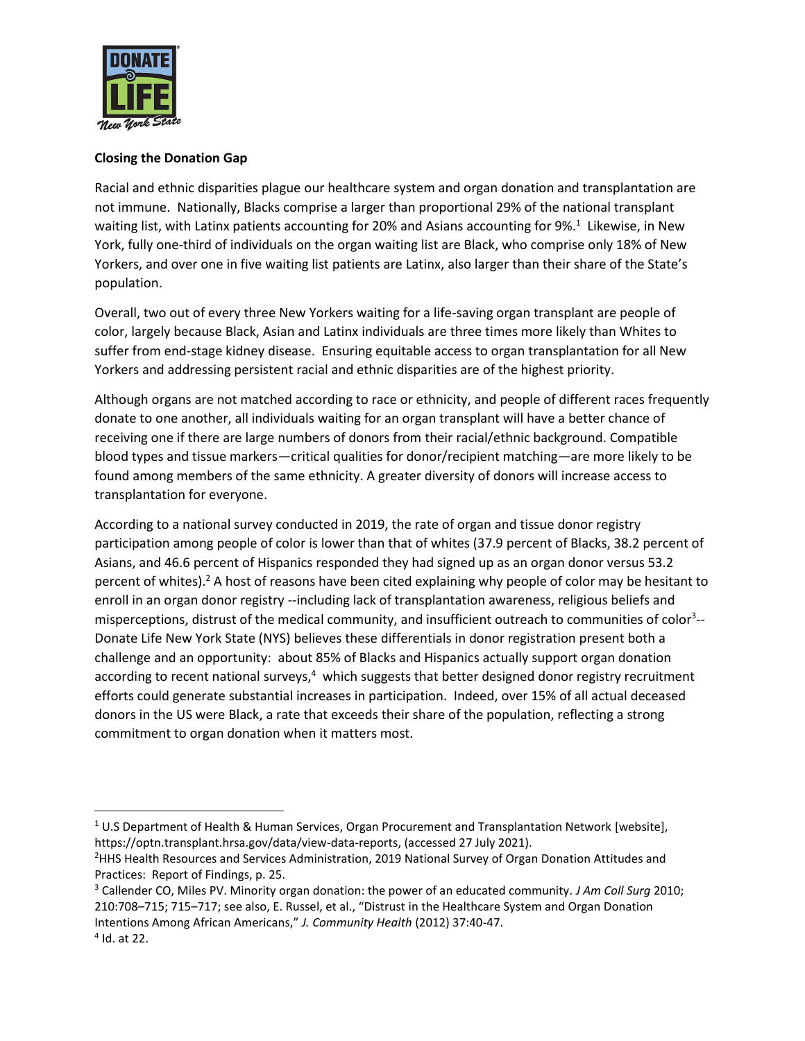**Closing the Donation Gap**

Racial and ethnic disparities plague our healthcare system and organ donation and transplantation are not immune. Nationally, Blacks comprise a larger than proportional 29% of the national transplant waiting list, with Latinx patients accounting for 20% and Asians accounting for 9%.[1] Likewise, in New York, fully one-third of individuals on the organ waiting list are Black, who comprise only 18% of New Yorkers, and over one in five waiting list patients are Latinx, also larger than their share of the State's population.

Overall, two out of every three New Yorkers waiting for a life-saving organ transplant are people of color, largely because Black, Asian and Latinx individuals are three times more likely than Whites to suffer from end-stage kidney disease. Ensuring equitable access to organ transplantation for all New Yorkers and addressing persistent racial and ethnic disparities are of the highest priority.

Although organs are not matched according to race or ethnicity, and people of different races frequently donate to one another, all individuals waiting for an organ transplant will have a better chance of receiving one if there are large numbers of donors from their racial/ethnic background. Compatible blood types and tissue markers—critical qualities for donor/recipient matching—are more likely to be found among members of the same ethnicity. A greater diversity of donors will increase access to transplantation for everyone.

According to a national survey conducted in 2019, the rate of organ and tissue donor registry participation among people of color is lower than that of whites (37.9 percent of Blacks, 38.2 percent of Asians, and 46.6 percent of Hispanics responded they had signed up as an organ donor versus 53.2 percent of whites).[2] A host of reasons have been cited explaining why people of color may be hesitant to enroll in an organ donor registry --including lack of transplantation awareness, religious beliefs and misperceptions, distrust of the medical community, and insufficient outreach to communities of color[3]-- Donate Life New York State (NYS) believes these differentials in donor registration present both a challenge and an opportunity: about 85% of Blacks and Hispanics actually support organ donation according to recent national surveys,[4] which suggests that better designed donor registry recruitment efforts could generate substantial increases in participation. Indeed, over 15% of all actual deceased donors in the US were Black, a rate that exceeds their share of the population, reflecting a strong commitment to organ donation when it matters most.

---

[1] U.S Department of Health & Human Services, Organ Procurement and Transplantation Network [website], https://optn.transplant.hrsa.gov/data/view-data-reports, (accessed 27 July 2021).

[2] HHS Health Resources and Services Administration, 2019 National Survey of Organ Donation Attitudes and Practices: Report of Findings, p. 25.

[3] Callender CO, Miles PV. Minority organ donation: the power of an educated community. *J Am Coll Surg* 2010; 210:708–715; 715–717; see also, E. Russel, et al., "Distrust in the Healthcare System and Organ Donation Intentions Among African Americans," *J. Community Health* (2012) 37:40-47.

[4] Id. at 22.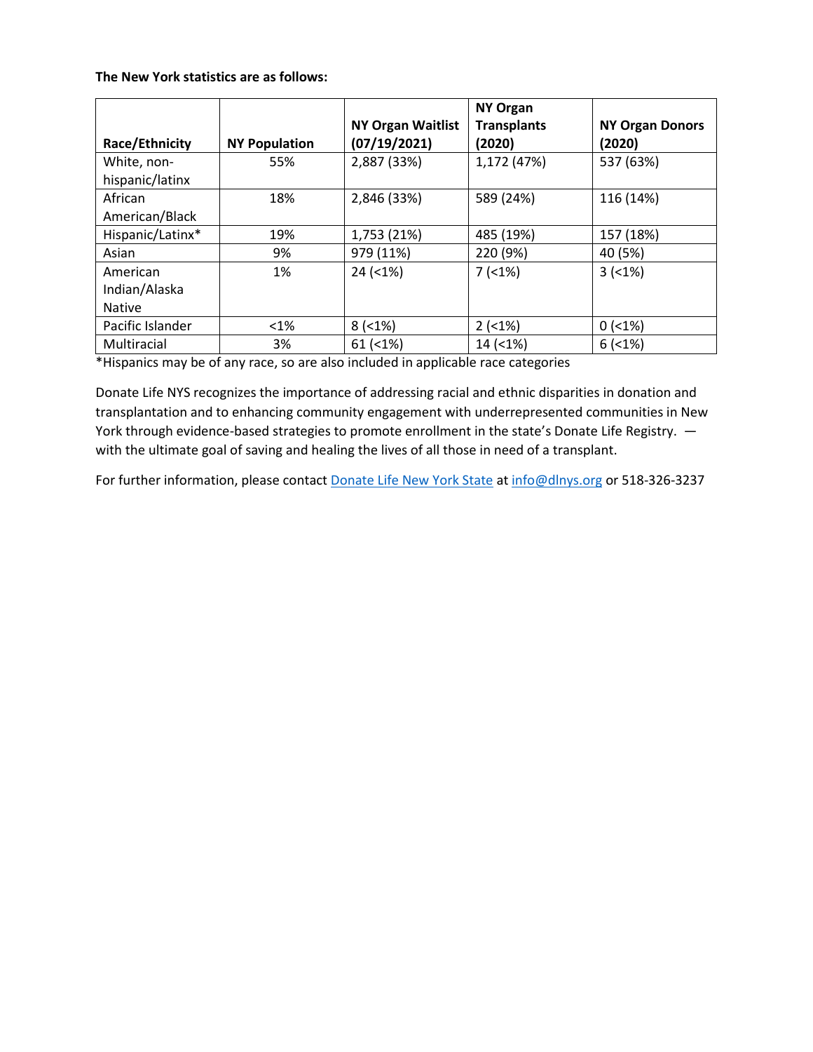**The New York statistics are as follows:**

| Race/Ethnicity | NY Population | NY Organ Waitlist (07/19/2021) | NY Organ Transplants (2020) | NY Organ Donors (2020) |
|---|---|---|---|---|
| White, non-hispanic/latinx | 55% | 2,887 (33%) | 1,172 (47%) | 537 (63%) |
| African American/Black | 18% | 2,846 (33%) | 589 (24%) | 116 (14%) |
| Hispanic/Latinx* | 19% | 1,753 (21%) | 485 (19%) | 157 (18%) |
| Asian | 9% | 979 (11%) | 220 (9%) | 40 (5%) |
| American Indian/Alaska Native | 1% | 24 (<1%) | 7 (<1%) | 3 (<1%) |
| Pacific Islander | <1% | 8 (<1%) | 2 (<1%) | 0 (<1%) |
| Multiracial | 3% | 61 (<1%) | 14 (<1%) | 6 (<1%) |

*Hispanics may be of any race, so are also included in applicable race categories

Donate Life NYS recognizes the importance of addressing racial and ethnic disparities in donation and transplantation and to enhancing community engagement with underrepresented communities in New York through evidence-based strategies to promote enrollment in the state's Donate Life Registry. — with the ultimate goal of saving and healing the lives of all those in need of a transplant.

For further information, please contact Donate Life New York State at info@dlnys.org or 518-326-3237